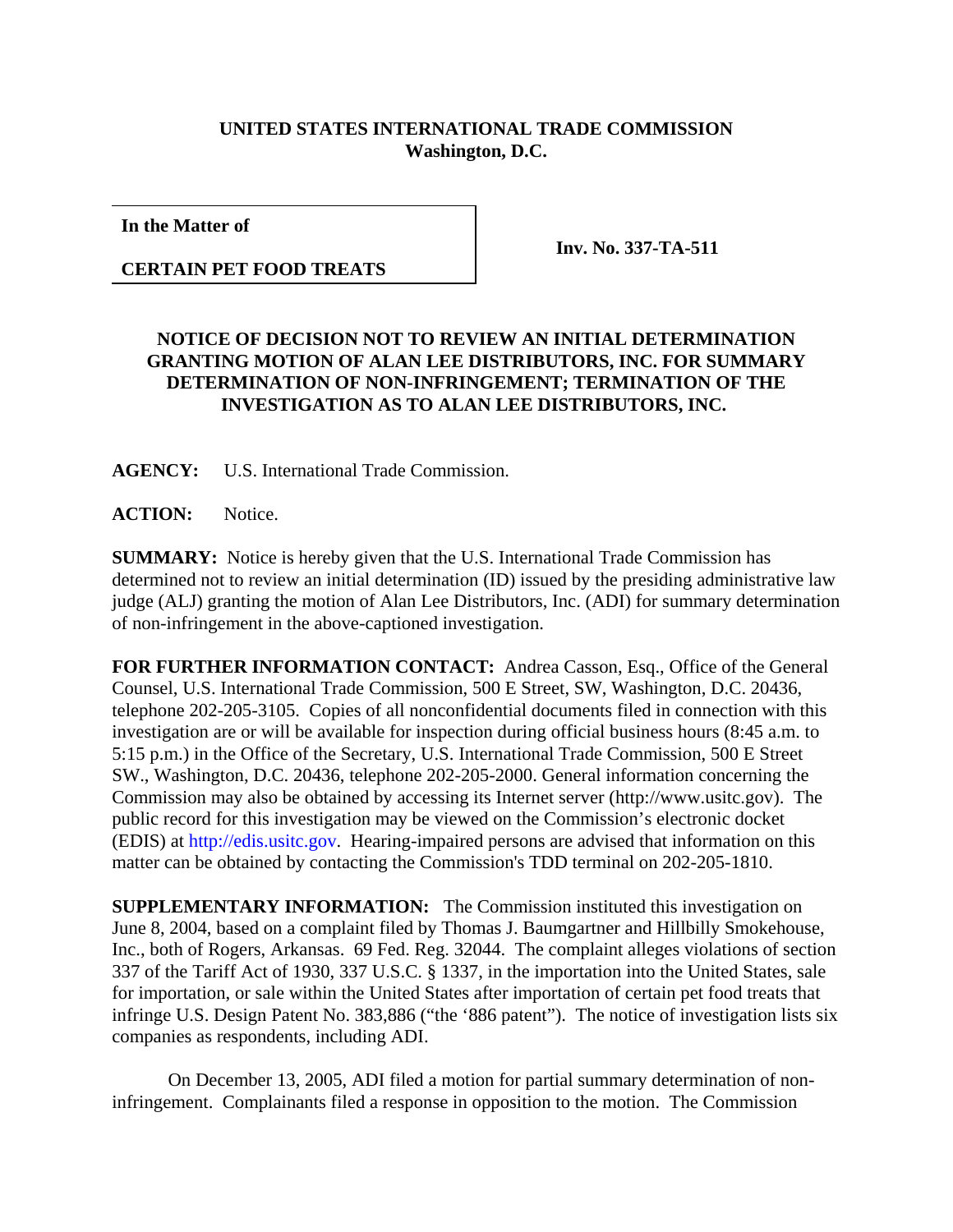**UNITED STATES INTERNATIONAL TRADE COMMISSION**
**Washington, D.C.**

| **In the Matter of** <br><br> **CERTAIN PET FOOD TREATS** | **Inv. No. 337-TA-511** |
|---|---|

**NOTICE OF DECISION NOT TO REVIEW AN INITIAL DETERMINATION GRANTING MOTION OF ALAN LEE DISTRIBUTORS, INC. FOR SUMMARY DETERMINATION OF NON-INFRINGEMENT; TERMINATION OF THE INVESTIGATION AS TO ALAN LEE DISTRIBUTORS, INC.**

**AGENCY:** U.S. International Trade Commission.

**ACTION:** Notice.

**SUMMARY:** Notice is hereby given that the U.S. International Trade Commission has determined not to review an initial determination (ID) issued by the presiding administrative law judge (ALJ) granting the motion of Alan Lee Distributors, Inc. (ADI) for summary determination of non-infringement in the above-captioned investigation.

**FOR FURTHER INFORMATION CONTACT:** Andrea Casson, Esq., Office of the General Counsel, U.S. International Trade Commission, 500 E Street, SW, Washington, D.C. 20436, telephone 202-205-3105. Copies of all nonconfidential documents filed in connection with this investigation are or will be available for inspection during official business hours (8:45 a.m. to 5:15 p.m.) in the Office of the Secretary, U.S. International Trade Commission, 500 E Street SW., Washington, D.C. 20436, telephone 202-205-2000. General information concerning the Commission may also be obtained by accessing its Internet server (http://www.usitc.gov). The public record for this investigation may be viewed on the Commission's electronic docket (EDIS) at http://edis.usitc.gov. Hearing-impaired persons are advised that information on this matter can be obtained by contacting the Commission's TDD terminal on 202-205-1810.

**SUPPLEMENTARY INFORMATION:** The Commission instituted this investigation on June 8, 2004, based on a complaint filed by Thomas J. Baumgartner and Hillbilly Smokehouse, Inc., both of Rogers, Arkansas. 69 Fed. Reg. 32044. The complaint alleges violations of section 337 of the Tariff Act of 1930, 337 U.S.C. § 1337, in the importation into the United States, sale for importation, or sale within the United States after importation of certain pet food treats that infringe U.S. Design Patent No. 383,886 ("the '886 patent"). The notice of investigation lists six companies as respondents, including ADI.

On December 13, 2005, ADI filed a motion for partial summary determination of non-infringement. Complainants filed a response in opposition to the motion. The Commission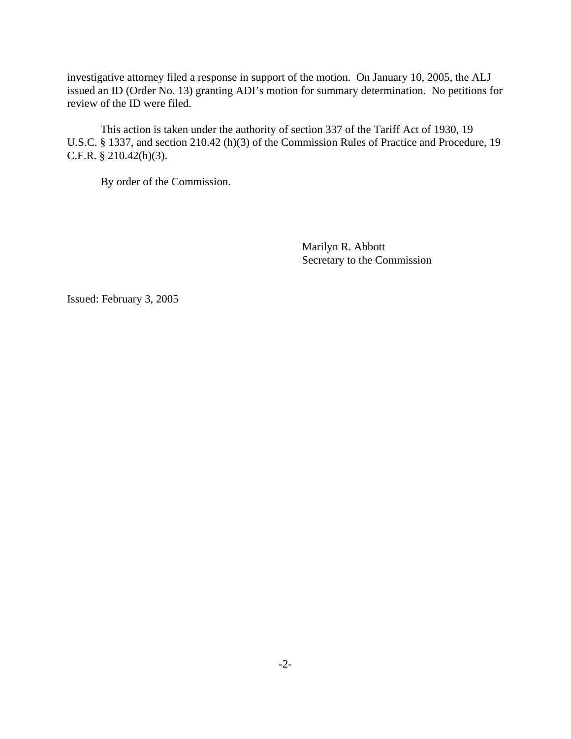investigative attorney filed a response in support of the motion. On January 10, 2005, the ALJ issued an ID (Order No. 13) granting ADI's motion for summary determination. No petitions for review of the ID were filed.

This action is taken under the authority of section 337 of the Tariff Act of 1930, 19 U.S.C. § 1337, and section 210.42 (h)(3) of the Commission Rules of Practice and Procedure, 19 C.F.R. § 210.42(h)(3).

By order of the Commission.

Marilyn R. Abbott
Secretary to the Commission

Issued: February 3, 2005